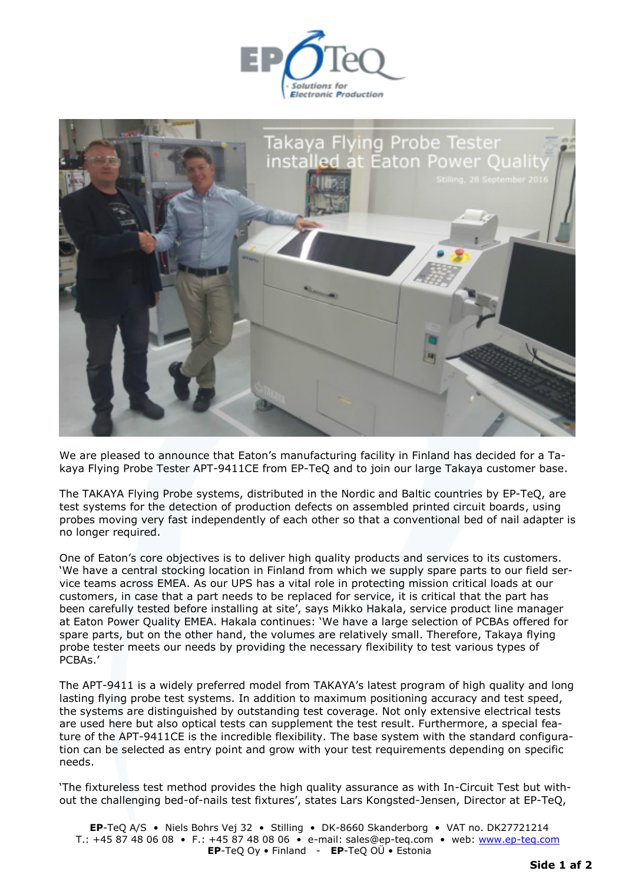We are pleased to announce that Eaton's manufacturing facility in Finland has decided for a Takaya Flying Probe Tester APT-9411CE from EP-TeQ and to join our large Takaya customer base.

The TAKAYA Flying Probe systems, distributed in the Nordic and Baltic countries by EP-TeQ, are test systems for the detection of production defects on assembled printed circuit boards, using probes moving very fast independently of each other so that a conventional bed of nail adapter is no longer required.

One of Eaton's core objectives is to deliver high quality products and services to its customers. 'We have a central stocking location in Finland from which we supply spare parts to our field service teams across EMEA. As our UPS has a vital role in protecting mission critical loads at our customers, in case that a part needs to be replaced for service, it is critical that the part has been carefully tested before installing at site', says Mikko Hakala, service product line manager at Eaton Power Quality EMEA. Hakala continues: 'We have a large selection of PCBAs offered for spare parts, but on the other hand, the volumes are relatively small. Therefore, Takaya flying probe tester meets our needs by providing the necessary flexibility to test various types of PCBAs.'

The APT-9411 is a widely preferred model from TAKAYA's latest program of high quality and long lasting flying probe test systems. In addition to maximum positioning accuracy and test speed, the systems are distinguished by outstanding test coverage. Not only extensive electrical tests are used here but also optical tests can supplement the test result. Furthermore, a special feature of the APT-9411CE is the incredible flexibility. The base system with the standard configuration can be selected as entry point and grow with your test requirements depending on specific needs.

'The fixtureless test method provides the high quality assurance as with In-Circuit Test but without the challenging bed-of-nails test fixtures', states Lars Kongsted-Jensen, Director at EP-TeQ,

**EP**-TeQ A/S • Niels Bohrs Vej 32 • Stilling • DK-8660 Skanderborg • VAT no. DK27721214
T.: +45 87 48 06 08 • F.: +45 87 48 08 06 • e-mail: sales@ep-teq.com • web: www.ep-teq.com
**EP**-TeQ Oy • Finland - **EP**-TeQ OÜ • Estonia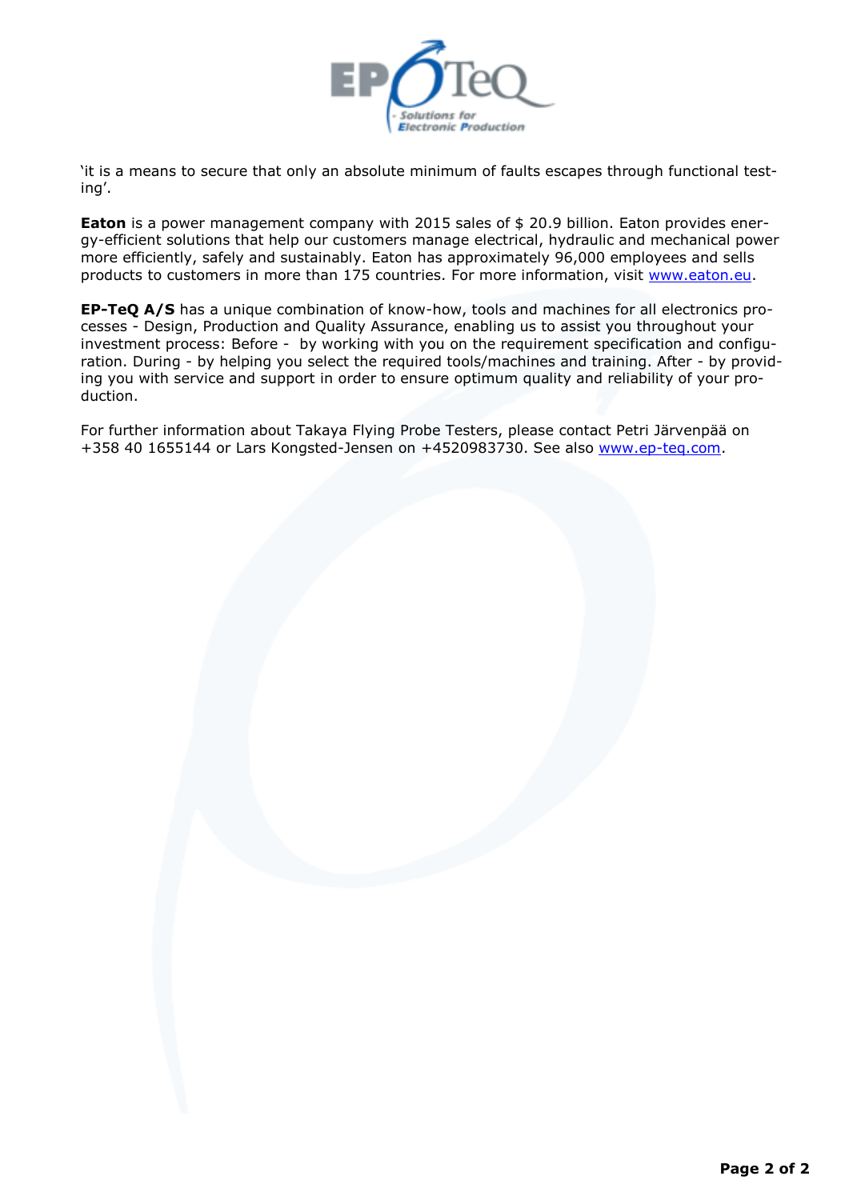'it is a means to secure that only an absolute minimum of faults escapes through functional testing'.

**Eaton** is a power management company with 2015 sales of $ 20.9 billion. Eaton provides energy-efficient solutions that help our customers manage electrical, hydraulic and mechanical power more efficiently, safely and sustainably. Eaton has approximately 96,000 employees and sells products to customers in more than 175 countries. For more information, visit www.eaton.eu.

**EP-TeQ A/S** has a unique combination of know-how, tools and machines for all electronics processes - Design, Production and Quality Assurance, enabling us to assist you throughout your investment process: Before - by working with you on the requirement specification and configuration. During - by helping you select the required tools/machines and training. After - by providing you with service and support in order to ensure optimum quality and reliability of your production.

For further information about Takaya Flying Probe Testers, please contact Petri Järvenpää on +358 40 1655144 or Lars Kongsted-Jensen on +4520983730. See also www.ep-teq.com.